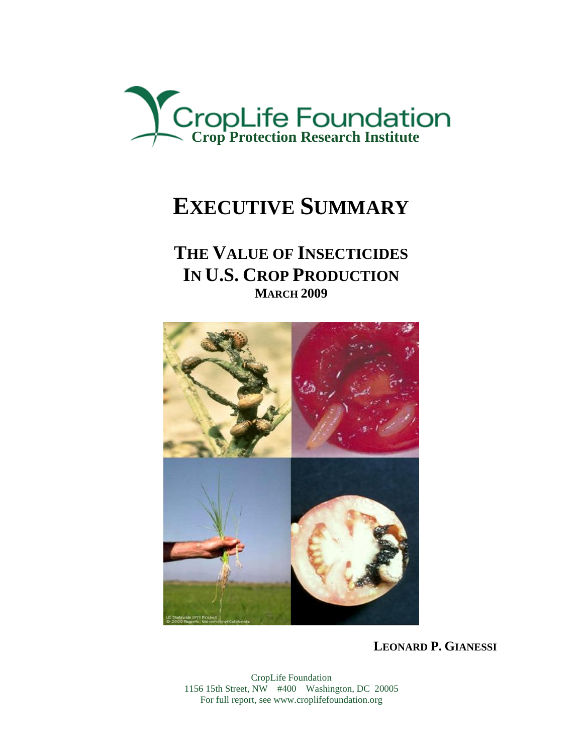CropLife Foundation
**Crop Protection Research Institute**

# EXECUTIVE SUMMARY

## THE VALUE OF INSECTICIDES IN U.S. CROP PRODUCTION

**MARCH 2009**

UC Statewide IPM Project
© 2000 Regents, University of California

**LEONARD P. GIANESSI**

CropLife Foundation
1156 15th Street, NW #400 Washington, DC 20005
For full report, see www.croplifefoundation.org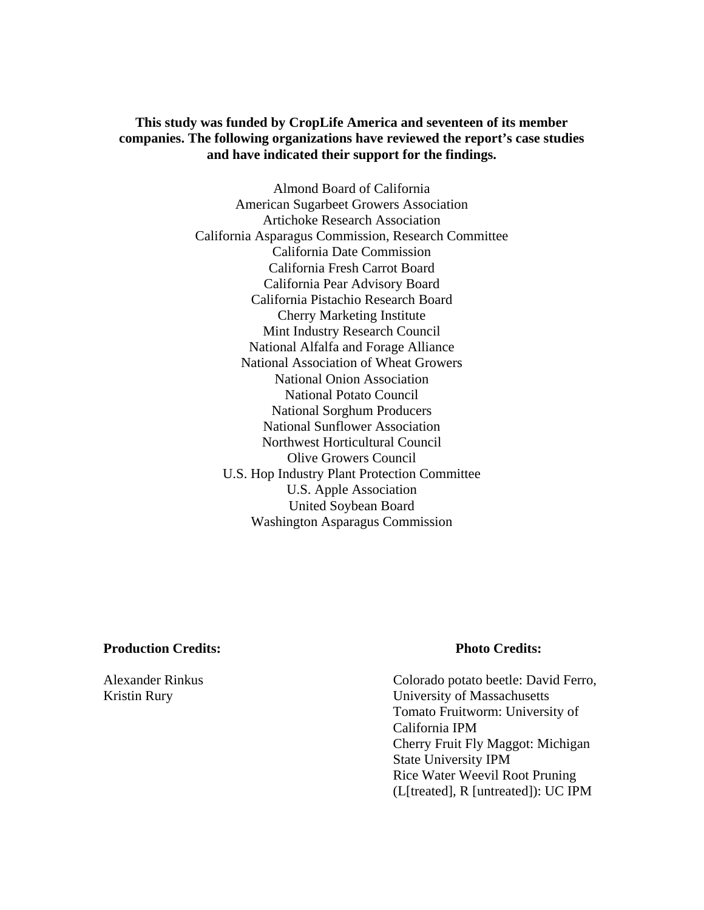**This study was funded by CropLife America and seventeen of its member companies. The following organizations have reviewed the report's case studies and have indicated their support for the findings.**

Almond Board of California
American Sugarbeet Growers Association
Artichoke Research Association
California Asparagus Commission, Research Committee
California Date Commission
California Fresh Carrot Board
California Pear Advisory Board
California Pistachio Research Board
Cherry Marketing Institute
Mint Industry Research Council
National Alfalfa and Forage Alliance
National Association of Wheat Growers
National Onion Association
National Potato Council
National Sorghum Producers
National Sunflower Association
Northwest Horticultural Council
Olive Growers Council
U.S. Hop Industry Plant Protection Committee
U.S. Apple Association
United Soybean Board
Washington Asparagus Commission

**Production Credits:**

Alexander Rinkus
Kristin Rury

**Photo Credits:**

Colorado potato beetle: David Ferro, University of Massachusetts
Tomato Fruitworm: University of California IPM
Cherry Fruit Fly Maggot: Michigan State University IPM
Rice Water Weevil Root Pruning (L[treated], R [untreated]): UC IPM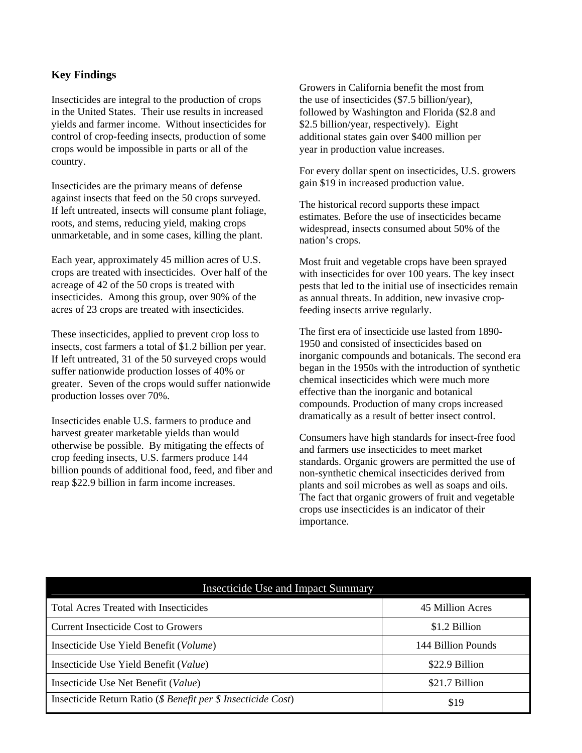## Key Findings

Insecticides are integral to the production of crops in the United States. Their use results in increased yields and farmer income. Without insecticides for control of crop-feeding insects, production of some crops would be impossible in parts or all of the country.

Insecticides are the primary means of defense against insects that feed on the 50 crops surveyed. If left untreated, insects will consume plant foliage, roots, and stems, reducing yield, making crops unmarketable, and in some cases, killing the plant.

Each year, approximately 45 million acres of U.S. crops are treated with insecticides. Over half of the acreage of 42 of the 50 crops is treated with insecticides. Among this group, over 90% of the acres of 23 crops are treated with insecticides.

These insecticides, applied to prevent crop loss to insects, cost farmers a total of $1.2 billion per year. If left untreated, 31 of the 50 surveyed crops would suffer nationwide production losses of 40% or greater. Seven of the crops would suffer nationwide production losses over 70%.

Insecticides enable U.S. farmers to produce and harvest greater marketable yields than would otherwise be possible. By mitigating the effects of crop feeding insects, U.S. farmers produce 144 billion pounds of additional food, feed, and fiber and reap $22.9 billion in farm income increases.

Growers in California benefit the most from the use of insecticides ($7.5 billion/year), followed by Washington and Florida ($2.8 and $2.5 billion/year, respectively). Eight additional states gain over $400 million per year in production value increases.

For every dollar spent on insecticides, U.S. growers gain $19 in increased production value.

The historical record supports these impact estimates. Before the use of insecticides became widespread, insects consumed about 50% of the nation's crops.

Most fruit and vegetable crops have been sprayed with insecticides for over 100 years. The key insect pests that led to the initial use of insecticides remain as annual threats. In addition, new invasive crop-feeding insects arrive regularly.

The first era of insecticide use lasted from 1890-1950 and consisted of insecticides based on inorganic compounds and botanicals. The second era began in the 1950s with the introduction of synthetic chemical insecticides which were much more effective than the inorganic and botanical compounds. Production of many crops increased dramatically as a result of better insect control.

Consumers have high standards for insect-free food and farmers use insecticides to meet market standards. Organic growers are permitted the use of non-synthetic chemical insecticides derived from plants and soil microbes as well as soaps and oils. The fact that organic growers of fruit and vegetable crops use insecticides is an indicator of their importance.

| Insecticide Use and Impact Summary | |
|---|---|
| Total Acres Treated with Insecticides | 45 Million Acres |
| Current Insecticide Cost to Growers | $1.2 Billion |
| Insecticide Use Yield Benefit (*Volume*) | 144 Billion Pounds |
| Insecticide Use Yield Benefit (*Value*) | $22.9 Billion |
| Insecticide Use Net Benefit (*Value*) | $21.7 Billion |
| Insecticide Return Ratio (*$ Benefit per $ Insecticide Cost*) | $19 |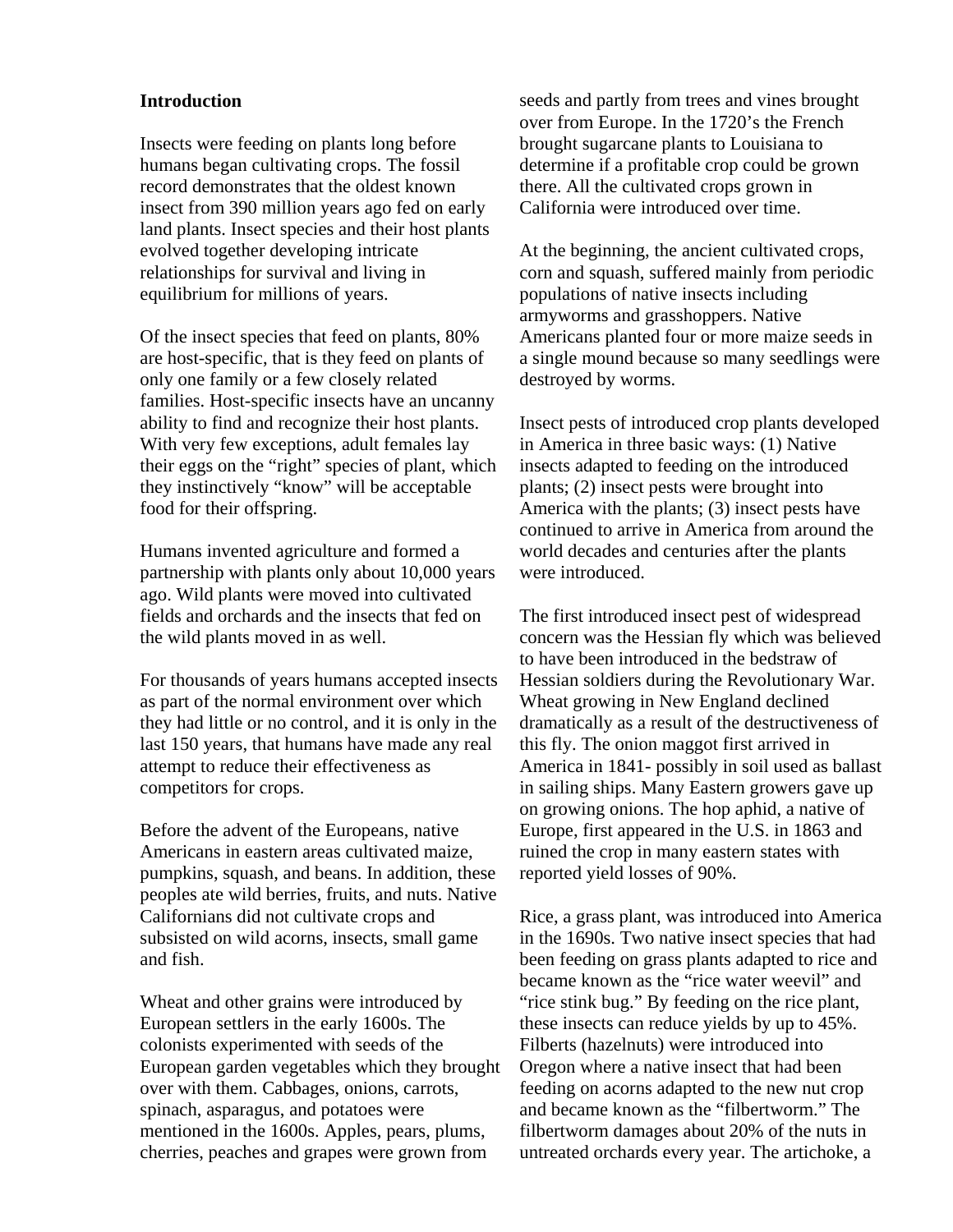**Introduction**

Insects were feeding on plants long before humans began cultivating crops. The fossil record demonstrates that the oldest known insect from 390 million years ago fed on early land plants. Insect species and their host plants evolved together developing intricate relationships for survival and living in equilibrium for millions of years.

Of the insect species that feed on plants, 80% are host-specific, that is they feed on plants of only one family or a few closely related families. Host-specific insects have an uncanny ability to find and recognize their host plants. With very few exceptions, adult females lay their eggs on the "right" species of plant, which they instinctively "know" will be acceptable food for their offspring.

Humans invented agriculture and formed a partnership with plants only about 10,000 years ago. Wild plants were moved into cultivated fields and orchards and the insects that fed on the wild plants moved in as well.

For thousands of years humans accepted insects as part of the normal environment over which they had little or no control, and it is only in the last 150 years, that humans have made any real attempt to reduce their effectiveness as competitors for crops.

Before the advent of the Europeans, native Americans in eastern areas cultivated maize, pumpkins, squash, and beans. In addition, these peoples ate wild berries, fruits, and nuts. Native Californians did not cultivate crops and subsisted on wild acorns, insects, small game and fish.

Wheat and other grains were introduced by European settlers in the early 1600s. The colonists experimented with seeds of the European garden vegetables which they brought over with them. Cabbages, onions, carrots, spinach, asparagus, and potatoes were mentioned in the 1600s. Apples, pears, plums, cherries, peaches and grapes were grown from seeds and partly from trees and vines brought over from Europe. In the 1720's the French brought sugarcane plants to Louisiana to determine if a profitable crop could be grown there. All the cultivated crops grown in California were introduced over time.

At the beginning, the ancient cultivated crops, corn and squash, suffered mainly from periodic populations of native insects including armyworms and grasshoppers. Native Americans planted four or more maize seeds in a single mound because so many seedlings were destroyed by worms.

Insect pests of introduced crop plants developed in America in three basic ways: (1) Native insects adapted to feeding on the introduced plants; (2) insect pests were brought into America with the plants; (3) insect pests have continued to arrive in America from around the world decades and centuries after the plants were introduced.

The first introduced insect pest of widespread concern was the Hessian fly which was believed to have been introduced in the bedstraw of Hessian soldiers during the Revolutionary War. Wheat growing in New England declined dramatically as a result of the destructiveness of this fly. The onion maggot first arrived in America in 1841- possibly in soil used as ballast in sailing ships. Many Eastern growers gave up on growing onions. The hop aphid, a native of Europe, first appeared in the U.S. in 1863 and ruined the crop in many eastern states with reported yield losses of 90%.

Rice, a grass plant, was introduced into America in the 1690s. Two native insect species that had been feeding on grass plants adapted to rice and became known as the "rice water weevil" and "rice stink bug." By feeding on the rice plant, these insects can reduce yields by up to 45%. Filberts (hazelnuts) were introduced into Oregon where a native insect that had been feeding on acorns adapted to the new nut crop and became known as the "filbertworm." The filbertworm damages about 20% of the nuts in untreated orchards every year. The artichoke, a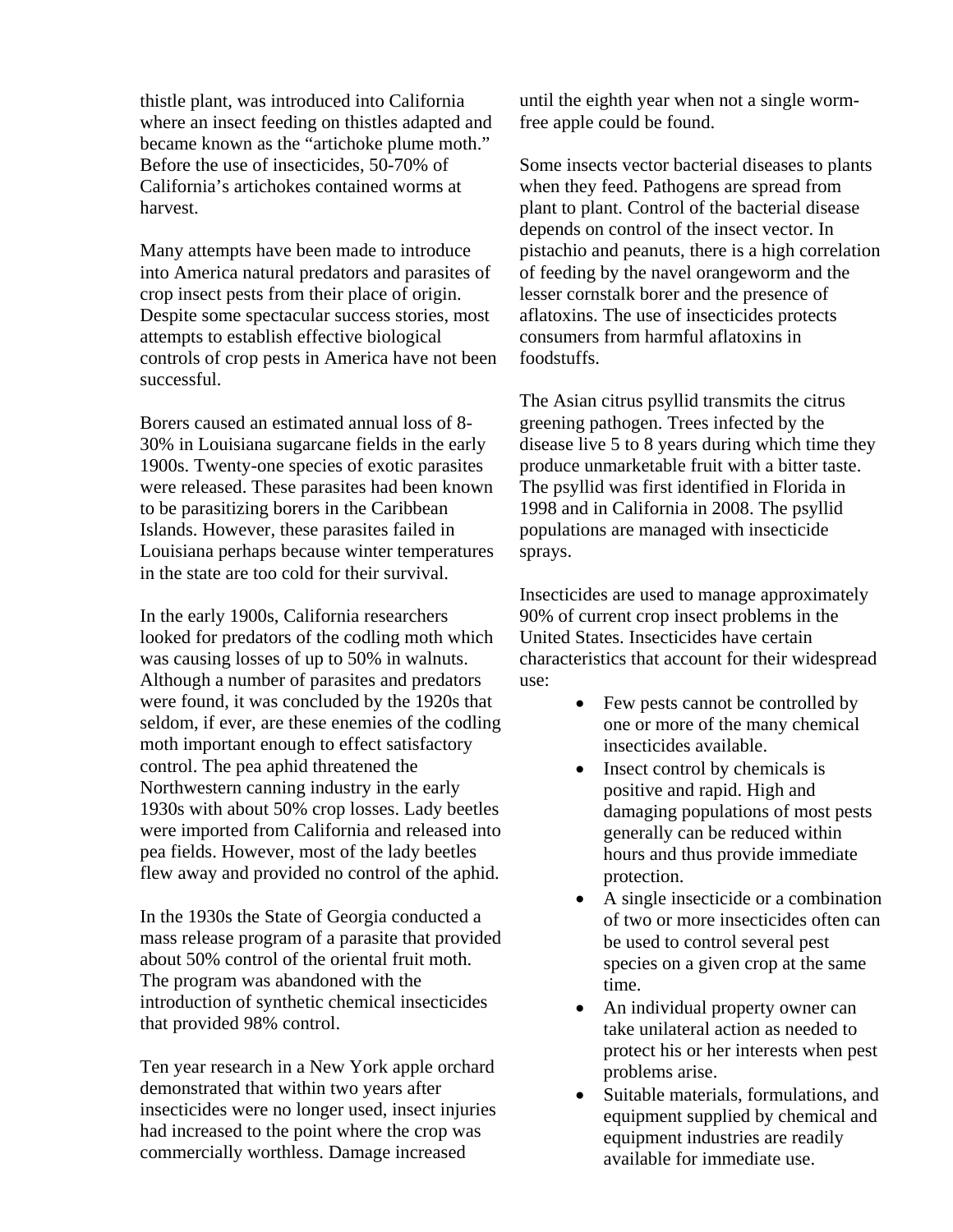thistle plant, was introduced into California where an insect feeding on thistles adapted and became known as the "artichoke plume moth." Before the use of insecticides, 50-70% of California's artichokes contained worms at harvest.

Many attempts have been made to introduce into America natural predators and parasites of crop insect pests from their place of origin. Despite some spectacular success stories, most attempts to establish effective biological controls of crop pests in America have not been successful.

Borers caused an estimated annual loss of 8-30% in Louisiana sugarcane fields in the early 1900s. Twenty-one species of exotic parasites were released. These parasites had been known to be parasitizing borers in the Caribbean Islands. However, these parasites failed in Louisiana perhaps because winter temperatures in the state are too cold for their survival.

In the early 1900s, California researchers looked for predators of the codling moth which was causing losses of up to 50% in walnuts. Although a number of parasites and predators were found, it was concluded by the 1920s that seldom, if ever, are these enemies of the codling moth important enough to effect satisfactory control. The pea aphid threatened the Northwestern canning industry in the early 1930s with about 50% crop losses. Lady beetles were imported from California and released into pea fields. However, most of the lady beetles flew away and provided no control of the aphid.

In the 1930s the State of Georgia conducted a mass release program of a parasite that provided about 50% control of the oriental fruit moth. The program was abandoned with the introduction of synthetic chemical insecticides that provided 98% control.

Ten year research in a New York apple orchard demonstrated that within two years after insecticides were no longer used, insect injuries had increased to the point where the crop was commercially worthless. Damage increased until the eighth year when not a single worm-free apple could be found.

Some insects vector bacterial diseases to plants when they feed. Pathogens are spread from plant to plant. Control of the bacterial disease depends on control of the insect vector. In pistachio and peanuts, there is a high correlation of feeding by the navel orangeworm and the lesser cornstalk borer and the presence of aflatoxins. The use of insecticides protects consumers from harmful aflatoxins in foodstuffs.

The Asian citrus psyllid transmits the citrus greening pathogen. Trees infected by the disease live 5 to 8 years during which time they produce unmarketable fruit with a bitter taste. The psyllid was first identified in Florida in 1998 and in California in 2008. The psyllid populations are managed with insecticide sprays.

Insecticides are used to manage approximately 90% of current crop insect problems in the United States. Insecticides have certain characteristics that account for their widespread use:

- Few pests cannot be controlled by one or more of the many chemical insecticides available.
- Insect control by chemicals is positive and rapid. High and damaging populations of most pests generally can be reduced within hours and thus provide immediate protection.
- A single insecticide or a combination of two or more insecticides often can be used to control several pest species on a given crop at the same time.
- An individual property owner can take unilateral action as needed to protect his or her interests when pest problems arise.
- Suitable materials, formulations, and equipment supplied by chemical and equipment industries are readily available for immediate use.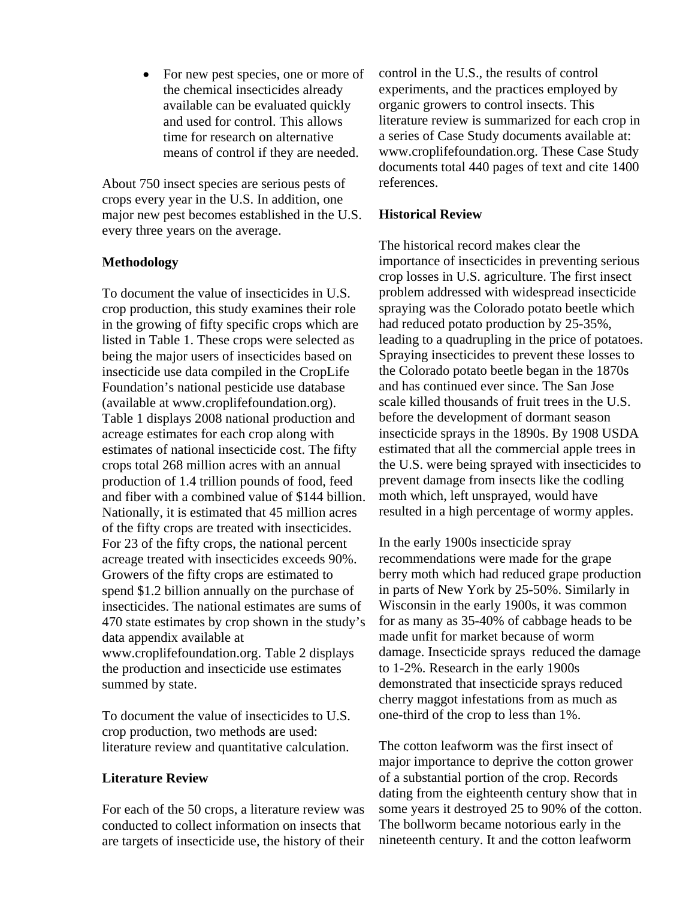- For new pest species, one or more of the chemical insecticides already available can be evaluated quickly and used for control. This allows time for research on alternative means of control if they are needed.

About 750 insect species are serious pests of crops every year in the U.S. In addition, one major new pest becomes established in the U.S. every three years on the average.

**Methodology**

To document the value of insecticides in U.S. crop production, this study examines their role in the growing of fifty specific crops which are listed in Table 1. These crops were selected as being the major users of insecticides based on insecticide use data compiled in the CropLife Foundation's national pesticide use database (available at www.croplifefoundation.org). Table 1 displays 2008 national production and acreage estimates for each crop along with estimates of national insecticide cost. The fifty crops total 268 million acres with an annual production of 1.4 trillion pounds of food, feed and fiber with a combined value of $144 billion. Nationally, it is estimated that 45 million acres of the fifty crops are treated with insecticides. For 23 of the fifty crops, the national percent acreage treated with insecticides exceeds 90%. Growers of the fifty crops are estimated to spend $1.2 billion annually on the purchase of insecticides. The national estimates are sums of 470 state estimates by crop shown in the study's data appendix available at www.croplifefoundation.org. Table 2 displays the production and insecticide use estimates summed by state.

To document the value of insecticides to U.S. crop production, two methods are used: literature review and quantitative calculation.

**Literature Review**

For each of the 50 crops, a literature review was conducted to collect information on insects that are targets of insecticide use, the history of their control in the U.S., the results of control experiments, and the practices employed by organic growers to control insects. This literature review is summarized for each crop in a series of Case Study documents available at: www.croplifefoundation.org. These Case Study documents total 440 pages of text and cite 1400 references.

**Historical Review**

The historical record makes clear the importance of insecticides in preventing serious crop losses in U.S. agriculture. The first insect problem addressed with widespread insecticide spraying was the Colorado potato beetle which had reduced potato production by 25-35%, leading to a quadrupling in the price of potatoes. Spraying insecticides to prevent these losses to the Colorado potato beetle began in the 1870s and has continued ever since. The San Jose scale killed thousands of fruit trees in the U.S. before the development of dormant season insecticide sprays in the 1890s. By 1908 USDA estimated that all the commercial apple trees in the U.S. were being sprayed with insecticides to prevent damage from insects like the codling moth which, left unsprayed, would have resulted in a high percentage of wormy apples.

In the early 1900s insecticide spray recommendations were made for the grape berry moth which had reduced grape production in parts of New York by 25-50%. Similarly in Wisconsin in the early 1900s, it was common for as many as 35-40% of cabbage heads to be made unfit for market because of worm damage. Insecticide sprays reduced the damage to 1-2%. Research in the early 1900s demonstrated that insecticide sprays reduced cherry maggot infestations from as much as one-third of the crop to less than 1%.

The cotton leafworm was the first insect of major importance to deprive the cotton grower of a substantial portion of the crop. Records dating from the eighteenth century show that in some years it destroyed 25 to 90% of the cotton. The bollworm became notorious early in the nineteenth century. It and the cotton leafworm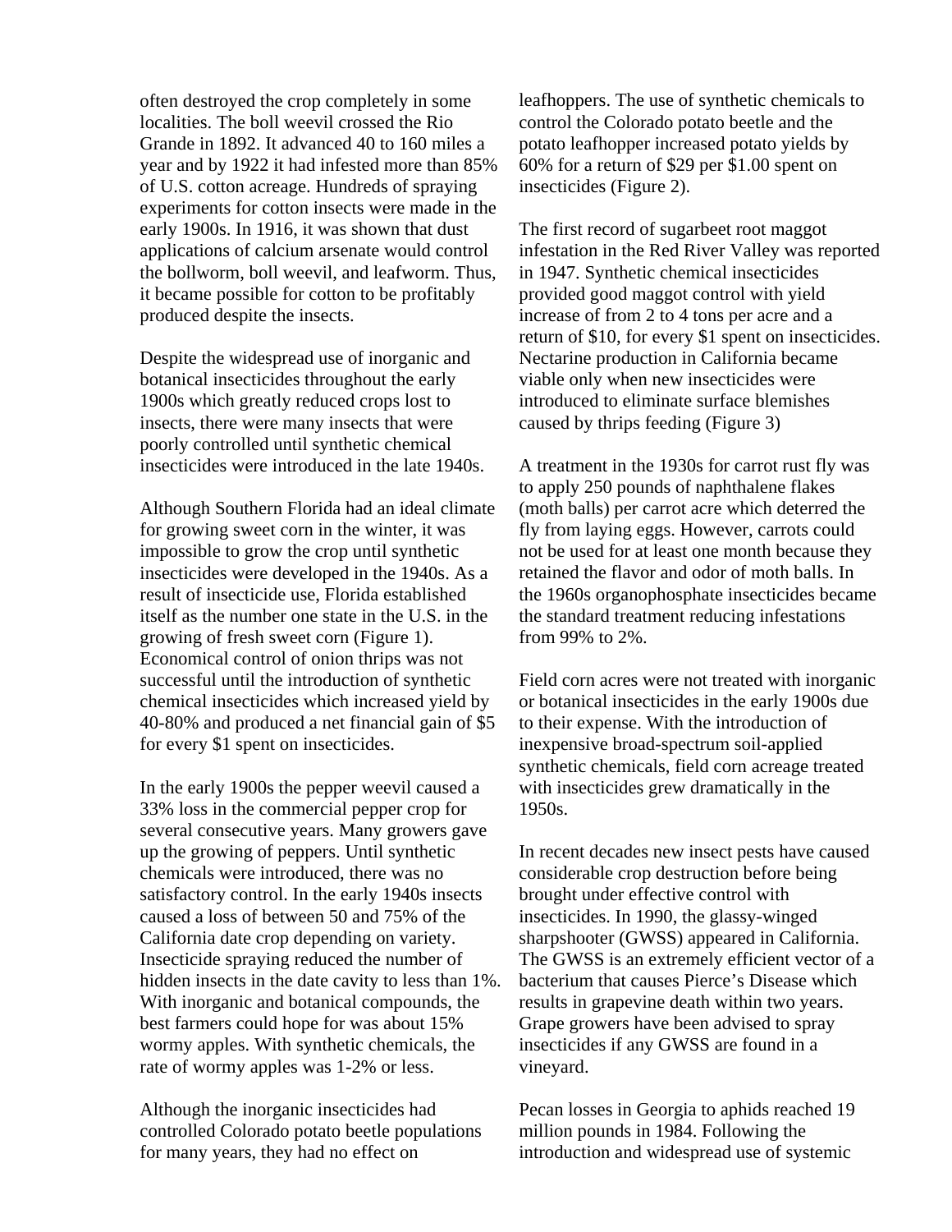often destroyed the crop completely in some localities. The boll weevil crossed the Rio Grande in 1892. It advanced 40 to 160 miles a year and by 1922 it had infested more than 85% of U.S. cotton acreage. Hundreds of spraying experiments for cotton insects were made in the early 1900s. In 1916, it was shown that dust applications of calcium arsenate would control the bollworm, boll weevil, and leafworm. Thus, it became possible for cotton to be profitably produced despite the insects.

Despite the widespread use of inorganic and botanical insecticides throughout the early 1900s which greatly reduced crops lost to insects, there were many insects that were poorly controlled until synthetic chemical insecticides were introduced in the late 1940s.

Although Southern Florida had an ideal climate for growing sweet corn in the winter, it was impossible to grow the crop until synthetic insecticides were developed in the 1940s. As a result of insecticide use, Florida established itself as the number one state in the U.S. in the growing of fresh sweet corn (Figure 1). Economical control of onion thrips was not successful until the introduction of synthetic chemical insecticides which increased yield by 40-80% and produced a net financial gain of $5 for every $1 spent on insecticides.

In the early 1900s the pepper weevil caused a 33% loss in the commercial pepper crop for several consecutive years. Many growers gave up the growing of peppers. Until synthetic chemicals were introduced, there was no satisfactory control. In the early 1940s insects caused a loss of between 50 and 75% of the California date crop depending on variety. Insecticide spraying reduced the number of hidden insects in the date cavity to less than 1%. With inorganic and botanical compounds, the best farmers could hope for was about 15% wormy apples. With synthetic chemicals, the rate of wormy apples was 1-2% or less.

Although the inorganic insecticides had controlled Colorado potato beetle populations for many years, they had no effect on leafhoppers. The use of synthetic chemicals to control the Colorado potato beetle and the potato leafhopper increased potato yields by 60% for a return of $29 per $1.00 spent on insecticides (Figure 2).

The first record of sugarbeet root maggot infestation in the Red River Valley was reported in 1947. Synthetic chemical insecticides provided good maggot control with yield increase of from 2 to 4 tons per acre and a return of $10, for every $1 spent on insecticides. Nectarine production in California became viable only when new insecticides were introduced to eliminate surface blemishes caused by thrips feeding (Figure 3)

A treatment in the 1930s for carrot rust fly was to apply 250 pounds of naphthalene flakes (moth balls) per carrot acre which deterred the fly from laying eggs. However, carrots could not be used for at least one month because they retained the flavor and odor of moth balls. In the 1960s organophosphate insecticides became the standard treatment reducing infestations from 99% to 2%.

Field corn acres were not treated with inorganic or botanical insecticides in the early 1900s due to their expense. With the introduction of inexpensive broad-spectrum soil-applied synthetic chemicals, field corn acreage treated with insecticides grew dramatically in the 1950s.

In recent decades new insect pests have caused considerable crop destruction before being brought under effective control with insecticides. In 1990, the glassy-winged sharpshooter (GWSS) appeared in California. The GWSS is an extremely efficient vector of a bacterium that causes Pierce's Disease which results in grapevine death within two years. Grape growers have been advised to spray insecticides if any GWSS are found in a vineyard.

Pecan losses in Georgia to aphids reached 19 million pounds in 1984. Following the introduction and widespread use of systemic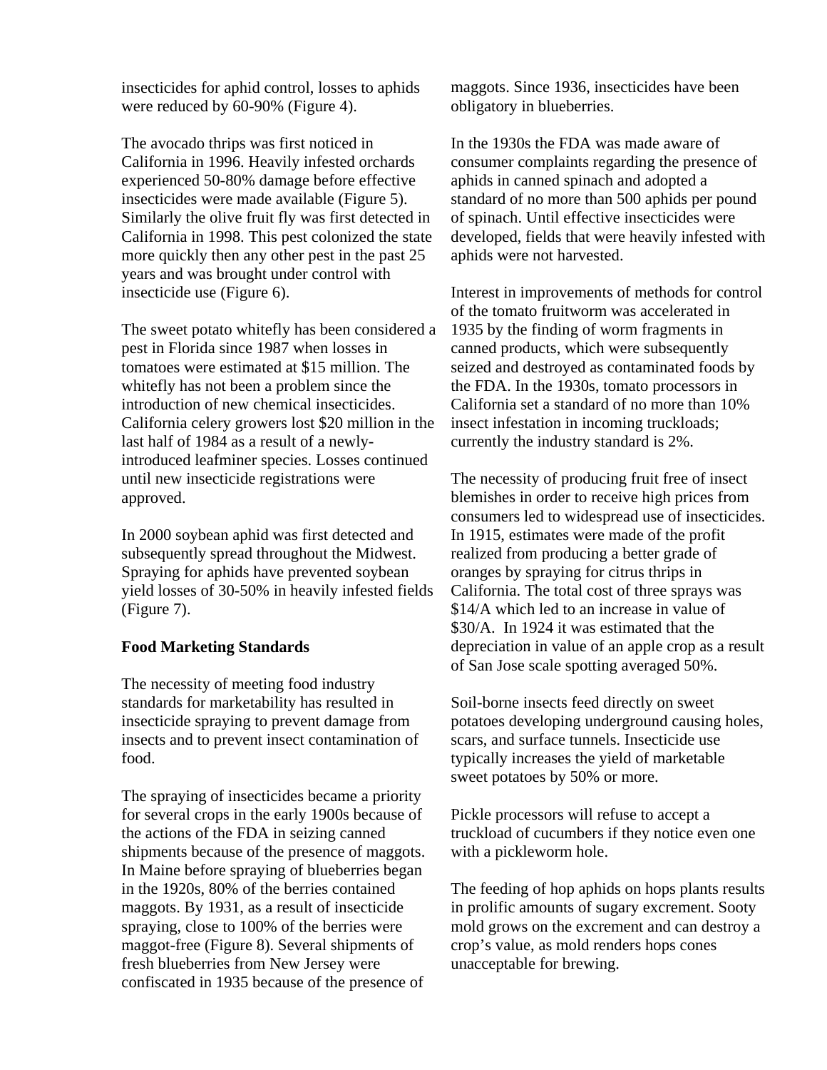insecticides for aphid control, losses to aphids were reduced by 60-90% (Figure 4).

The avocado thrips was first noticed in California in 1996. Heavily infested orchards experienced 50-80% damage before effective insecticides were made available (Figure 5). Similarly the olive fruit fly was first detected in California in 1998. This pest colonized the state more quickly then any other pest in the past 25 years and was brought under control with insecticide use (Figure 6).

The sweet potato whitefly has been considered a pest in Florida since 1987 when losses in tomatoes were estimated at $15 million. The whitefly has not been a problem since the introduction of new chemical insecticides. California celery growers lost $20 million in the last half of 1984 as a result of a newly-introduced leafminer species. Losses continued until new insecticide registrations were approved.

In 2000 soybean aphid was first detected and subsequently spread throughout the Midwest. Spraying for aphids have prevented soybean yield losses of 30-50% in heavily infested fields (Figure 7).

**Food Marketing Standards**

The necessity of meeting food industry standards for marketability has resulted in insecticide spraying to prevent damage from insects and to prevent insect contamination of food.

The spraying of insecticides became a priority for several crops in the early 1900s because of the actions of the FDA in seizing canned shipments because of the presence of maggots. In Maine before spraying of blueberries began in the 1920s, 80% of the berries contained maggots. By 1931, as a result of insecticide spraying, close to 100% of the berries were maggot-free (Figure 8). Several shipments of fresh blueberries from New Jersey were confiscated in 1935 because of the presence of maggots. Since 1936, insecticides have been obligatory in blueberries.

In the 1930s the FDA was made aware of consumer complaints regarding the presence of aphids in canned spinach and adopted a standard of no more than 500 aphids per pound of spinach. Until effective insecticides were developed, fields that were heavily infested with aphids were not harvested.

Interest in improvements of methods for control of the tomato fruitworm was accelerated in 1935 by the finding of worm fragments in canned products, which were subsequently seized and destroyed as contaminated foods by the FDA. In the 1930s, tomato processors in California set a standard of no more than 10% insect infestation in incoming truckloads; currently the industry standard is 2%.

The necessity of producing fruit free of insect blemishes in order to receive high prices from consumers led to widespread use of insecticides. In 1915, estimates were made of the profit realized from producing a better grade of oranges by spraying for citrus thrips in California. The total cost of three sprays was $14/A which led to an increase in value of $30/A. In 1924 it was estimated that the depreciation in value of an apple crop as a result of San Jose scale spotting averaged 50%.

Soil-borne insects feed directly on sweet potatoes developing underground causing holes, scars, and surface tunnels. Insecticide use typically increases the yield of marketable sweet potatoes by 50% or more.

Pickle processors will refuse to accept a truckload of cucumbers if they notice even one with a pickleworm hole.

The feeding of hop aphids on hops plants results in prolific amounts of sugary excrement. Sooty mold grows on the excrement and can destroy a crop's value, as mold renders hops cones unacceptable for brewing.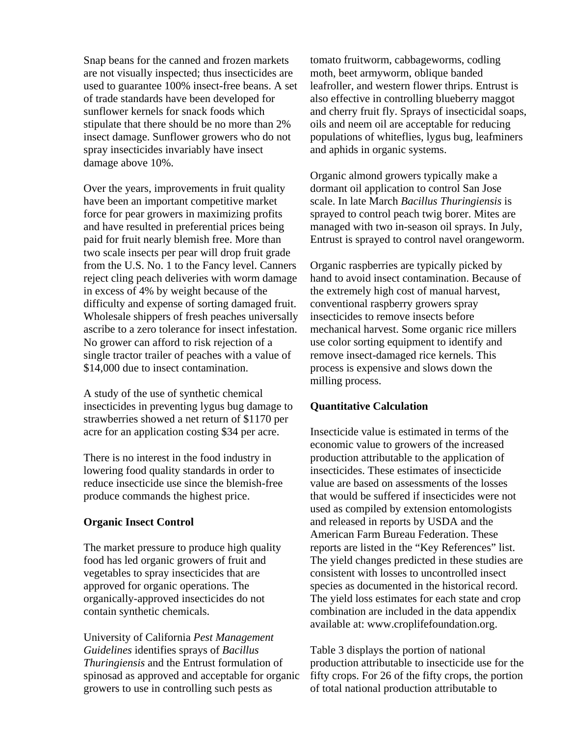Snap beans for the canned and frozen markets are not visually inspected; thus insecticides are used to guarantee 100% insect-free beans. A set of trade standards have been developed for sunflower kernels for snack foods which stipulate that there should be no more than 2% insect damage. Sunflower growers who do not spray insecticides invariably have insect damage above 10%.

Over the years, improvements in fruit quality have been an important competitive market force for pear growers in maximizing profits and have resulted in preferential prices being paid for fruit nearly blemish free. More than two scale insects per pear will drop fruit grade from the U.S. No. 1 to the Fancy level. Canners reject cling peach deliveries with worm damage in excess of 4% by weight because of the difficulty and expense of sorting damaged fruit. Wholesale shippers of fresh peaches universally ascribe to a zero tolerance for insect infestation. No grower can afford to risk rejection of a single tractor trailer of peaches with a value of $14,000 due to insect contamination.

A study of the use of synthetic chemical insecticides in preventing lygus bug damage to strawberries showed a net return of $1170 per acre for an application costing $34 per acre.

There is no interest in the food industry in lowering food quality standards in order to reduce insecticide use since the blemish-free produce commands the highest price.

**Organic Insect Control**

The market pressure to produce high quality food has led organic growers of fruit and vegetables to spray insecticides that are approved for organic operations. The organically-approved insecticides do not contain synthetic chemicals.

University of California *Pest Management Guidelines* identifies sprays of *Bacillus Thuringiensis* and the Entrust formulation of spinosad as approved and acceptable for organic growers to use in controlling such pests as tomato fruitworm, cabbageworms, codling moth, beet armyworm, oblique banded leafroller, and western flower thrips. Entrust is also effective in controlling blueberry maggot and cherry fruit fly. Sprays of insecticidal soaps, oils and neem oil are acceptable for reducing populations of whiteflies, lygus bug, leafminers and aphids in organic systems.

Organic almond growers typically make a dormant oil application to control San Jose scale. In late March *Bacillus Thuringiensis* is sprayed to control peach twig borer. Mites are managed with two in-season oil sprays. In July, Entrust is sprayed to control navel orangeworm.

Organic raspberries are typically picked by hand to avoid insect contamination. Because of the extremely high cost of manual harvest, conventional raspberry growers spray insecticides to remove insects before mechanical harvest. Some organic rice millers use color sorting equipment to identify and remove insect-damaged rice kernels. This process is expensive and slows down the milling process.

**Quantitative Calculation**

Insecticide value is estimated in terms of the economic value to growers of the increased production attributable to the application of insecticides. These estimates of insecticide value are based on assessments of the losses that would be suffered if insecticides were not used as compiled by extension entomologists and released in reports by USDA and the American Farm Bureau Federation. These reports are listed in the "Key References" list. The yield changes predicted in these studies are consistent with losses to uncontrolled insect species as documented in the historical record. The yield loss estimates for each state and crop combination are included in the data appendix available at: www.croplifefoundation.org.

Table 3 displays the portion of national production attributable to insecticide use for the fifty crops. For 26 of the fifty crops, the portion of total national production attributable to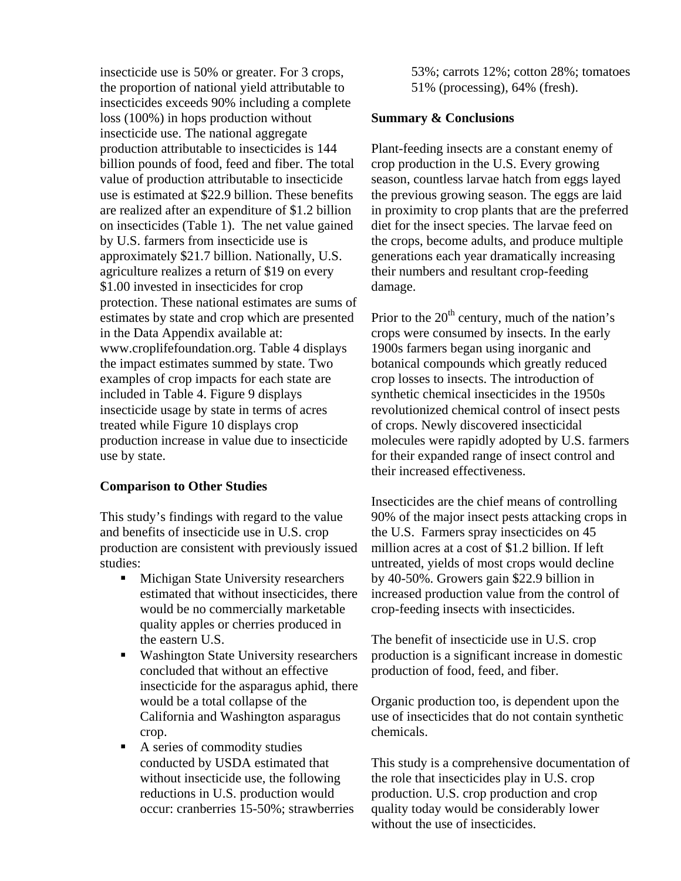insecticide use is 50% or greater. For 3 crops, the proportion of national yield attributable to insecticides exceeds 90% including a complete loss (100%) in hops production without insecticide use. The national aggregate production attributable to insecticides is 144 billion pounds of food, feed and fiber. The total value of production attributable to insecticide use is estimated at $22.9 billion. These benefits are realized after an expenditure of $1.2 billion on insecticides (Table 1). The net value gained by U.S. farmers from insecticide use is approximately $21.7 billion. Nationally, U.S. agriculture realizes a return of $19 on every $1.00 invested in insecticides for crop protection. These national estimates are sums of estimates by state and crop which are presented in the Data Appendix available at: www.croplifefoundation.org. Table 4 displays the impact estimates summed by state. Two examples of crop impacts for each state are included in Table 4. Figure 9 displays insecticide usage by state in terms of acres treated while Figure 10 displays crop production increase in value due to insecticide use by state.

**Comparison to Other Studies**

This study's findings with regard to the value and benefits of insecticide use in U.S. crop production are consistent with previously issued studies:

- Michigan State University researchers estimated that without insecticides, there would be no commercially marketable quality apples or cherries produced in the eastern U.S.
- Washington State University researchers concluded that without an effective insecticide for the asparagus aphid, there would be a total collapse of the California and Washington asparagus crop.
- A series of commodity studies conducted by USDA estimated that without insecticide use, the following reductions in U.S. production would occur: cranberries 15-50%; strawberries 53%; carrots 12%; cotton 28%; tomatoes 51% (processing), 64% (fresh).

**Summary & Conclusions**

Plant-feeding insects are a constant enemy of crop production in the U.S. Every growing season, countless larvae hatch from eggs layed the previous growing season. The eggs are laid in proximity to crop plants that are the preferred diet for the insect species. The larvae feed on the crops, become adults, and produce multiple generations each year dramatically increasing their numbers and resultant crop-feeding damage.

Prior to the 20th century, much of the nation's crops were consumed by insects. In the early 1900s farmers began using inorganic and botanical compounds which greatly reduced crop losses to insects. The introduction of synthetic chemical insecticides in the 1950s revolutionized chemical control of insect pests of crops. Newly discovered insecticidal molecules were rapidly adopted by U.S. farmers for their expanded range of insect control and their increased effectiveness.

Insecticides are the chief means of controlling 90% of the major insect pests attacking crops in the U.S. Farmers spray insecticides on 45 million acres at a cost of $1.2 billion. If left untreated, yields of most crops would decline by 40-50%. Growers gain $22.9 billion in increased production value from the control of crop-feeding insects with insecticides.

The benefit of insecticide use in U.S. crop production is a significant increase in domestic production of food, feed, and fiber.

Organic production too, is dependent upon the use of insecticides that do not contain synthetic chemicals.

This study is a comprehensive documentation of the role that insecticides play in U.S. crop production. U.S. crop production and crop quality today would be considerably lower without the use of insecticides.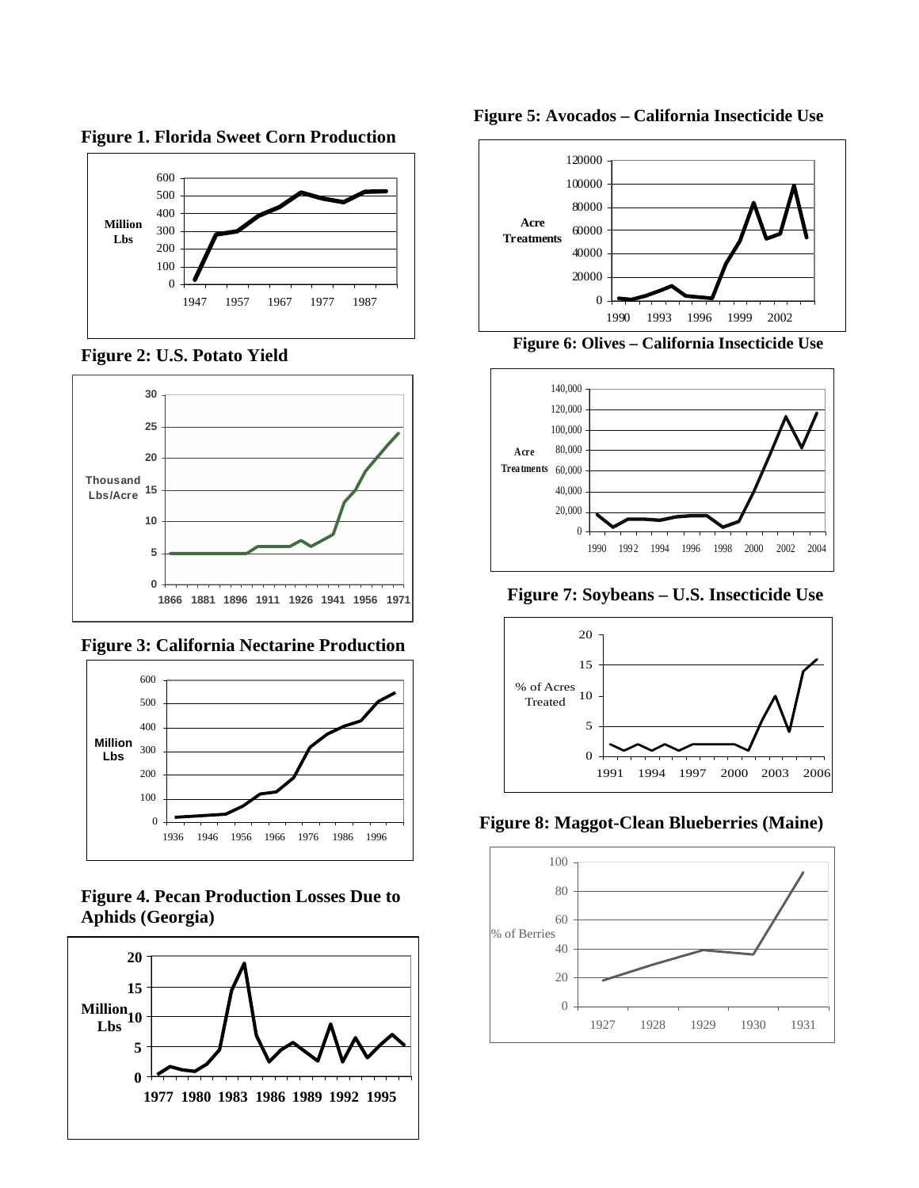**Figure 1. Florida Sweet Corn Production**

**Figure 2: U.S. Potato Yield**

**Figure 3: California Nectarine Production**

**Figure 4. Pecan Production Losses Due to Aphids (Georgia)**

**Figure 5: Avocados – California Insecticide Use**

**Figure 6: Olives – California Insecticide Use**

**Figure 7: Soybeans – U.S. Insecticide Use**

**Figure 8: Maggot-Clean Blueberries (Maine)**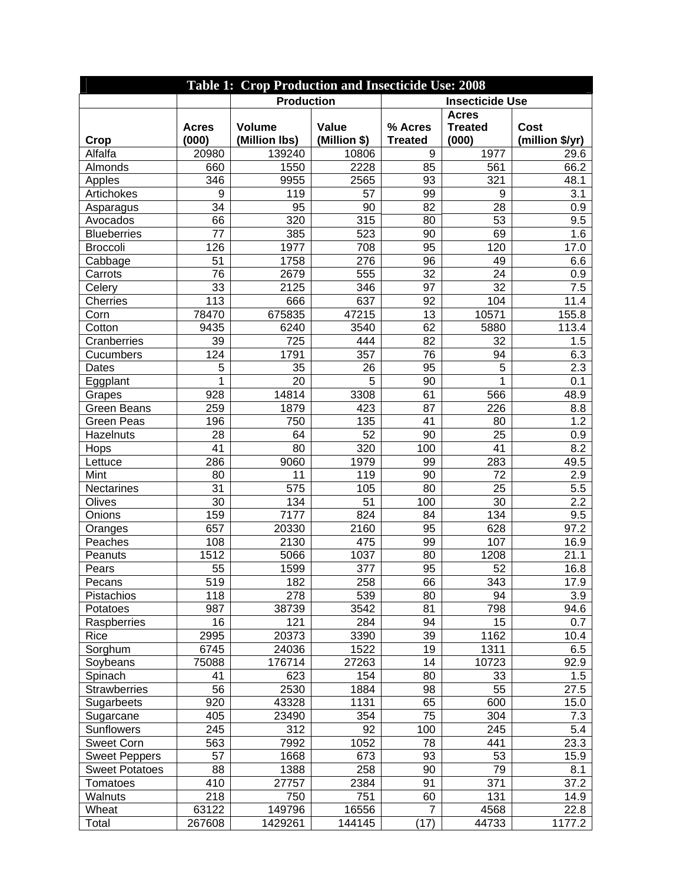**Table 1: Crop Production and Insecticide Use: 2008**

| | Production | | | Insecticide Use | | |
|---|---|---|---|---|---|---|
| Crop | Acres (000) | Volume (Million lbs) | Value (Million $) | % Acres Treated | Acres Treated (000) | Cost (million $/yr) |
| Alfalfa | 20980 | 139240 | 10806 | 9 | 1977 | 29.6 |
| Almonds | 660 | 1550 | 2228 | 85 | 561 | 66.2 |
| Apples | 346 | 9955 | 2565 | 93 | 321 | 48.1 |
| Artichokes | 9 | 119 | 57 | 99 | 9 | 3.1 |
| Asparagus | 34 | 95 | 90 | 82 | 28 | 0.9 |
| Avocados | 66 | 320 | 315 | 80 | 53 | 9.5 |
| Blueberries | 77 | 385 | 523 | 90 | 69 | 1.6 |
| Broccoli | 126 | 1977 | 708 | 95 | 120 | 17.0 |
| Cabbage | 51 | 1758 | 276 | 96 | 49 | 6.6 |
| Carrots | 76 | 2679 | 555 | 32 | 24 | 0.9 |
| Celery | 33 | 2125 | 346 | 97 | 32 | 7.5 |
| Cherries | 113 | 666 | 637 | 92 | 104 | 11.4 |
| Corn | 78470 | 675835 | 47215 | 13 | 10571 | 155.8 |
| Cotton | 9435 | 6240 | 3540 | 62 | 5880 | 113.4 |
| Cranberries | 39 | 725 | 444 | 82 | 32 | 1.5 |
| Cucumbers | 124 | 1791 | 357 | 76 | 94 | 6.3 |
| Dates | 5 | 35 | 26 | 95 | 5 | 2.3 |
| Eggplant | 1 | 20 | 5 | 90 | 1 | 0.1 |
| Grapes | 928 | 14814 | 3308 | 61 | 566 | 48.9 |
| Green Beans | 259 | 1879 | 423 | 87 | 226 | 8.8 |
| Green Peas | 196 | 750 | 135 | 41 | 80 | 1.2 |
| Hazelnuts | 28 | 64 | 52 | 90 | 25 | 0.9 |
| Hops | 41 | 80 | 320 | 100 | 41 | 8.2 |
| Lettuce | 286 | 9060 | 1979 | 99 | 283 | 49.5 |
| Mint | 80 | 11 | 119 | 90 | 72 | 2.9 |
| Nectarines | 31 | 575 | 105 | 80 | 25 | 5.5 |
| Olives | 30 | 134 | 51 | 100 | 30 | 2.2 |
| Onions | 159 | 7177 | 824 | 84 | 134 | 9.5 |
| Oranges | 657 | 20330 | 2160 | 95 | 628 | 97.2 |
| Peaches | 108 | 2130 | 475 | 99 | 107 | 16.9 |
| Peanuts | 1512 | 5066 | 1037 | 80 | 1208 | 21.1 |
| Pears | 55 | 1599 | 377 | 95 | 52 | 16.8 |
| Pecans | 519 | 182 | 258 | 66 | 343 | 17.9 |
| Pistachios | 118 | 278 | 539 | 80 | 94 | 3.9 |
| Potatoes | 987 | 38739 | 3542 | 81 | 798 | 94.6 |
| Raspberries | 16 | 121 | 284 | 94 | 15 | 0.7 |
| Rice | 2995 | 20373 | 3390 | 39 | 1162 | 10.4 |
| Sorghum | 6745 | 24036 | 1522 | 19 | 1311 | 6.5 |
| Soybeans | 75088 | 176714 | 27263 | 14 | 10723 | 92.9 |
| Spinach | 41 | 623 | 154 | 80 | 33 | 1.5 |
| Strawberries | 56 | 2530 | 1884 | 98 | 55 | 27.5 |
| Sugarbeets | 920 | 43328 | 1131 | 65 | 600 | 15.0 |
| Sugarcane | 405 | 23490 | 354 | 75 | 304 | 7.3 |
| Sunflowers | 245 | 312 | 92 | 100 | 245 | 5.4 |
| Sweet Corn | 563 | 7992 | 1052 | 78 | 441 | 23.3 |
| Sweet Peppers | 57 | 1668 | 673 | 93 | 53 | 15.9 |
| Sweet Potatoes | 88 | 1388 | 258 | 90 | 79 | 8.1 |
| Tomatoes | 410 | 27757 | 2384 | 91 | 371 | 37.2 |
| Walnuts | 218 | 750 | 751 | 60 | 131 | 14.9 |
| Wheat | 63122 | 149796 | 16556 | 7 | 4568 | 22.8 |
| Total | 267608 | 1429261 | 144145 | (17) | 44733 | 1177.2 |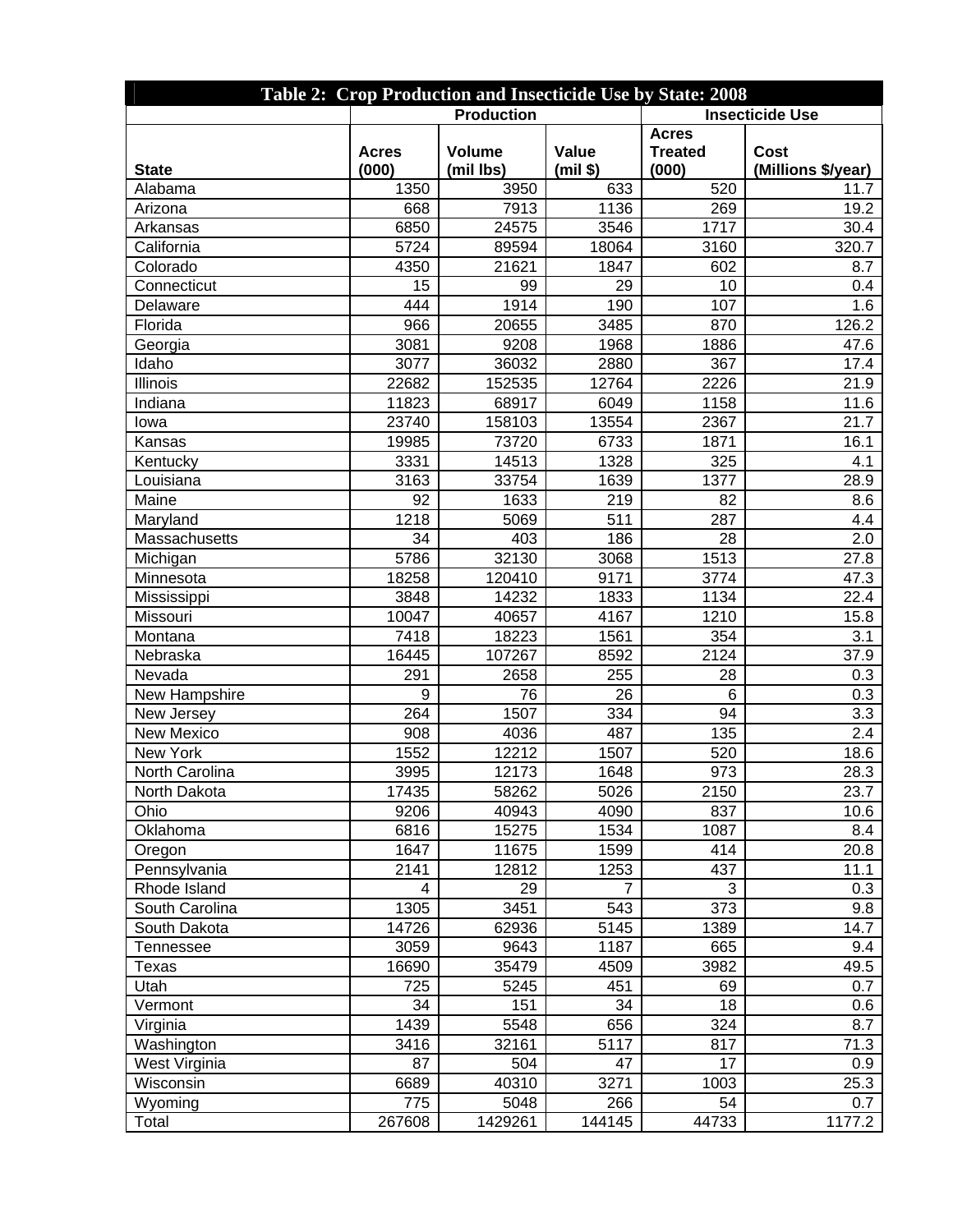**Table 2: Crop Production and Insecticide Use by State: 2008**

| | Production | | | Insecticide Use | |
|---|---|---|---|---|---|
| State | Acres (000) | Volume (mil lbs) | Value (mil $) | Acres Treated (000) | Cost (Millions $/year) |
| Alabama | 1350 | 3950 | 633 | 520 | 11.7 |
| Arizona | 668 | 7913 | 1136 | 269 | 19.2 |
| Arkansas | 6850 | 24575 | 3546 | 1717 | 30.4 |
| California | 5724 | 89594 | 18064 | 3160 | 320.7 |
| Colorado | 4350 | 21621 | 1847 | 602 | 8.7 |
| Connecticut | 15 | 99 | 29 | 10 | 0.4 |
| Delaware | 444 | 1914 | 190 | 107 | 1.6 |
| Florida | 966 | 20655 | 3485 | 870 | 126.2 |
| Georgia | 3081 | 9208 | 1968 | 1886 | 47.6 |
| Idaho | 3077 | 36032 | 2880 | 367 | 17.4 |
| Illinois | 22682 | 152535 | 12764 | 2226 | 21.9 |
| Indiana | 11823 | 68917 | 6049 | 1158 | 11.6 |
| Iowa | 23740 | 158103 | 13554 | 2367 | 21.7 |
| Kansas | 19985 | 73720 | 6733 | 1871 | 16.1 |
| Kentucky | 3331 | 14513 | 1328 | 325 | 4.1 |
| Louisiana | 3163 | 33754 | 1639 | 1377 | 28.9 |
| Maine | 92 | 1633 | 219 | 82 | 8.6 |
| Maryland | 1218 | 5069 | 511 | 287 | 4.4 |
| Massachusetts | 34 | 403 | 186 | 28 | 2.0 |
| Michigan | 5786 | 32130 | 3068 | 1513 | 27.8 |
| Minnesota | 18258 | 120410 | 9171 | 3774 | 47.3 |
| Mississippi | 3848 | 14232 | 1833 | 1134 | 22.4 |
| Missouri | 10047 | 40657 | 4167 | 1210 | 15.8 |
| Montana | 7418 | 18223 | 1561 | 354 | 3.1 |
| Nebraska | 16445 | 107267 | 8592 | 2124 | 37.9 |
| Nevada | 291 | 2658 | 255 | 28 | 0.3 |
| New Hampshire | 9 | 76 | 26 | 6 | 0.3 |
| New Jersey | 264 | 1507 | 334 | 94 | 3.3 |
| New Mexico | 908 | 4036 | 487 | 135 | 2.4 |
| New York | 1552 | 12212 | 1507 | 520 | 18.6 |
| North Carolina | 3995 | 12173 | 1648 | 973 | 28.3 |
| North Dakota | 17435 | 58262 | 5026 | 2150 | 23.7 |
| Ohio | 9206 | 40943 | 4090 | 837 | 10.6 |
| Oklahoma | 6816 | 15275 | 1534 | 1087 | 8.4 |
| Oregon | 1647 | 11675 | 1599 | 414 | 20.8 |
| Pennsylvania | 2141 | 12812 | 1253 | 437 | 11.1 |
| Rhode Island | 4 | 29 | 7 | 3 | 0.3 |
| South Carolina | 1305 | 3451 | 543 | 373 | 9.8 |
| South Dakota | 14726 | 62936 | 5145 | 1389 | 14.7 |
| Tennessee | 3059 | 9643 | 1187 | 665 | 9.4 |
| Texas | 16690 | 35479 | 4509 | 3982 | 49.5 |
| Utah | 725 | 5245 | 451 | 69 | 0.7 |
| Vermont | 34 | 151 | 34 | 18 | 0.6 |
| Virginia | 1439 | 5548 | 656 | 324 | 8.7 |
| Washington | 3416 | 32161 | 5117 | 817 | 71.3 |
| West Virginia | 87 | 504 | 47 | 17 | 0.9 |
| Wisconsin | 6689 | 40310 | 3271 | 1003 | 25.3 |
| Wyoming | 775 | 5048 | 266 | 54 | 0.7 |
| Total | 267608 | 1429261 | 144145 | 44733 | 1177.2 |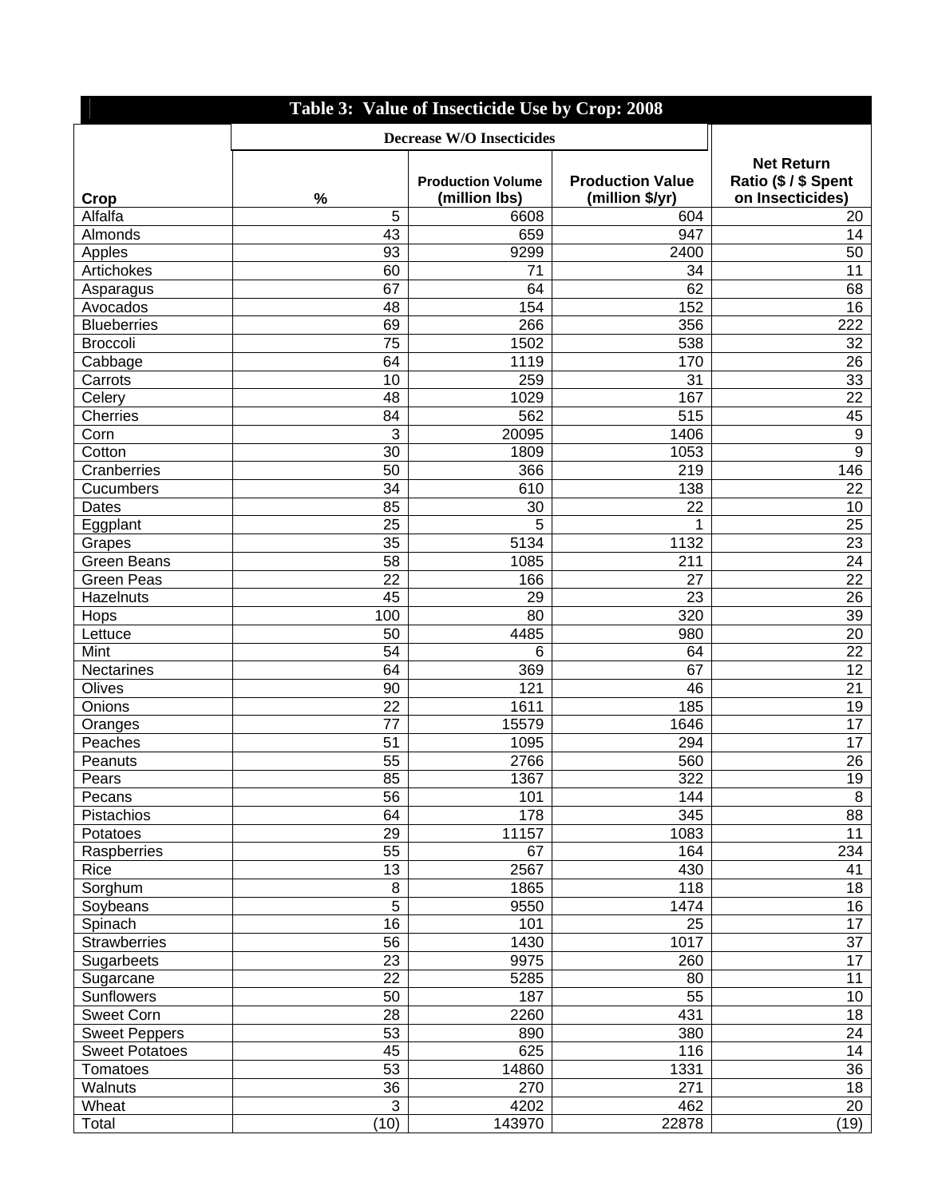**Table 3: Value of Insecticide Use by Crop: 2008**

| | Decrease W/O Insecticides | | | |
|---|---|---|---|---|
| **Crop** | **%** | **Production Volume (million lbs)** | **Production Value (million $/yr)** | **Net Return Ratio ($ / $ Spent on Insecticides)** |
| Alfalfa | 5 | 6608 | 604 | 20 |
| Almonds | 43 | 659 | 947 | 14 |
| Apples | 93 | 9299 | 2400 | 50 |
| Artichokes | 60 | 71 | 34 | 11 |
| Asparagus | 67 | 64 | 62 | 68 |
| Avocados | 48 | 154 | 152 | 16 |
| Blueberries | 69 | 266 | 356 | 222 |
| Broccoli | 75 | 1502 | 538 | 32 |
| Cabbage | 64 | 1119 | 170 | 26 |
| Carrots | 10 | 259 | 31 | 33 |
| Celery | 48 | 1029 | 167 | 22 |
| Cherries | 84 | 562 | 515 | 45 |
| Corn | 3 | 20095 | 1406 | 9 |
| Cotton | 30 | 1809 | 1053 | 9 |
| Cranberries | 50 | 366 | 219 | 146 |
| Cucumbers | 34 | 610 | 138 | 22 |
| Dates | 85 | 30 | 22 | 10 |
| Eggplant | 25 | 5 | 1 | 25 |
| Grapes | 35 | 5134 | 1132 | 23 |
| Green Beans | 58 | 1085 | 211 | 24 |
| Green Peas | 22 | 166 | 27 | 22 |
| Hazelnuts | 45 | 29 | 23 | 26 |
| Hops | 100 | 80 | 320 | 39 |
| Lettuce | 50 | 4485 | 980 | 20 |
| Mint | 54 | 6 | 64 | 22 |
| Nectarines | 64 | 369 | 67 | 12 |
| Olives | 90 | 121 | 46 | 21 |
| Onions | 22 | 1611 | 185 | 19 |
| Oranges | 77 | 15579 | 1646 | 17 |
| Peaches | 51 | 1095 | 294 | 17 |
| Peanuts | 55 | 2766 | 560 | 26 |
| Pears | 85 | 1367 | 322 | 19 |
| Pecans | 56 | 101 | 144 | 8 |
| Pistachios | 64 | 178 | 345 | 88 |
| Potatoes | 29 | 11157 | 1083 | 11 |
| Raspberries | 55 | 67 | 164 | 234 |
| Rice | 13 | 2567 | 430 | 41 |
| Sorghum | 8 | 1865 | 118 | 18 |
| Soybeans | 5 | 9550 | 1474 | 16 |
| Spinach | 16 | 101 | 25 | 17 |
| Strawberries | 56 | 1430 | 1017 | 37 |
| Sugarbeets | 23 | 9975 | 260 | 17 |
| Sugarcane | 22 | 5285 | 80 | 11 |
| Sunflowers | 50 | 187 | 55 | 10 |
| Sweet Corn | 28 | 2260 | 431 | 18 |
| Sweet Peppers | 53 | 890 | 380 | 24 |
| Sweet Potatoes | 45 | 625 | 116 | 14 |
| Tomatoes | 53 | 14860 | 1331 | 36 |
| Walnuts | 36 | 270 | 271 | 18 |
| Wheat | 3 | 4202 | 462 | 20 |
| Total | (10) | 143970 | 22878 | (19) |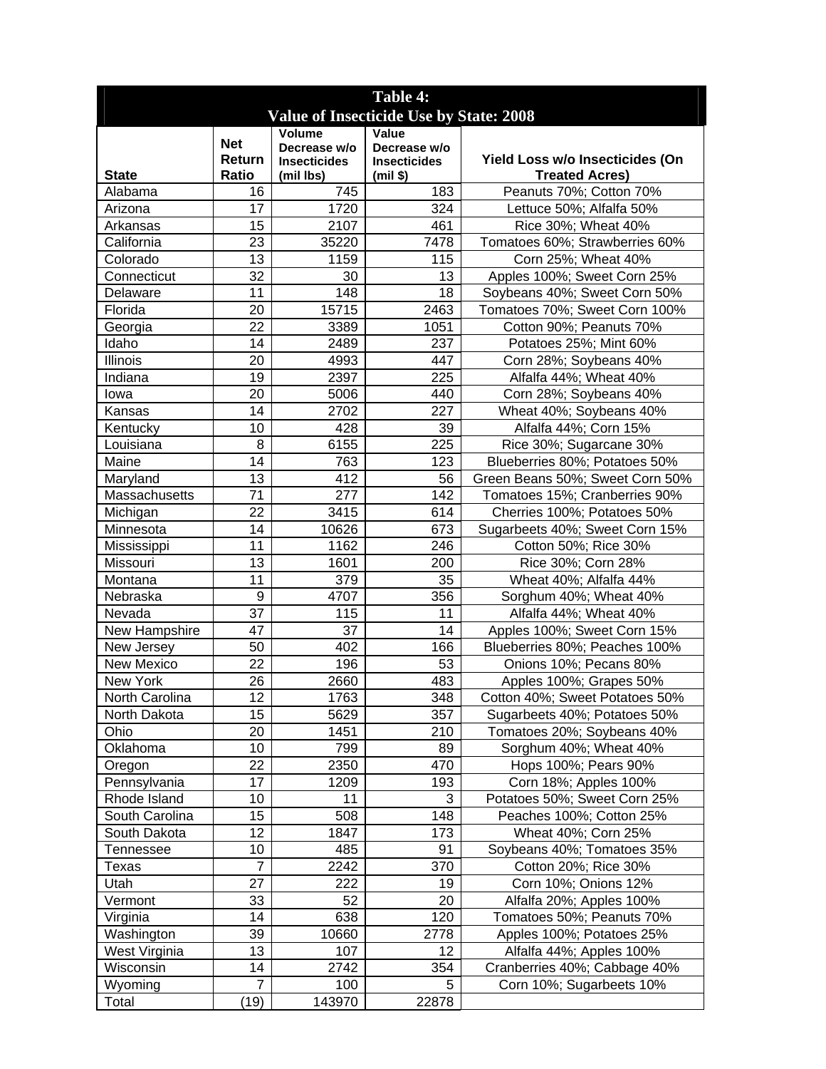## Table 4: Value of Insecticide Use by State: 2008

| State | Net Return Ratio | Volume Decrease w/o Insecticides (mil lbs) | Value Decrease w/o Insecticides (mil $) | Yield Loss w/o Insecticides (On Treated Acres) |
|---|---|---|---|---|
| Alabama | 16 | 745 | 183 | Peanuts 70%; Cotton 70% |
| Arizona | 17 | 1720 | 324 | Lettuce 50%; Alfalfa 50% |
| Arkansas | 15 | 2107 | 461 | Rice 30%; Wheat 40% |
| California | 23 | 35220 | 7478 | Tomatoes 60%; Strawberries 60% |
| Colorado | 13 | 1159 | 115 | Corn 25%; Wheat 40% |
| Connecticut | 32 | 30 | 13 | Apples 100%; Sweet Corn 25% |
| Delaware | 11 | 148 | 18 | Soybeans 40%; Sweet Corn 50% |
| Florida | 20 | 15715 | 2463 | Tomatoes 70%; Sweet Corn 100% |
| Georgia | 22 | 3389 | 1051 | Cotton 90%; Peanuts 70% |
| Idaho | 14 | 2489 | 237 | Potatoes 25%; Mint 60% |
| Illinois | 20 | 4993 | 447 | Corn 28%; Soybeans 40% |
| Indiana | 19 | 2397 | 225 | Alfalfa 44%; Wheat 40% |
| Iowa | 20 | 5006 | 440 | Corn 28%; Soybeans 40% |
| Kansas | 14 | 2702 | 227 | Wheat 40%; Soybeans 40% |
| Kentucky | 10 | 428 | 39 | Alfalfa 44%; Corn 15% |
| Louisiana | 8 | 6155 | 225 | Rice 30%; Sugarcane 30% |
| Maine | 14 | 763 | 123 | Blueberries 80%; Potatoes 50% |
| Maryland | 13 | 412 | 56 | Green Beans 50%; Sweet Corn 50% |
| Massachusetts | 71 | 277 | 142 | Tomatoes 15%; Cranberries 90% |
| Michigan | 22 | 3415 | 614 | Cherries 100%; Potatoes 50% |
| Minnesota | 14 | 10626 | 673 | Sugarbeets 40%; Sweet Corn 15% |
| Mississippi | 11 | 1162 | 246 | Cotton 50%; Rice 30% |
| Missouri | 13 | 1601 | 200 | Rice 30%; Corn 28% |
| Montana | 11 | 379 | 35 | Wheat 40%; Alfalfa 44% |
| Nebraska | 9 | 4707 | 356 | Sorghum 40%; Wheat 40% |
| Nevada | 37 | 115 | 11 | Alfalfa 44%; Wheat 40% |
| New Hampshire | 47 | 37 | 14 | Apples 100%; Sweet Corn 15% |
| New Jersey | 50 | 402 | 166 | Blueberries 80%; Peaches 100% |
| New Mexico | 22 | 196 | 53 | Onions 10%; Pecans 80% |
| New York | 26 | 2660 | 483 | Apples 100%; Grapes 50% |
| North Carolina | 12 | 1763 | 348 | Cotton 40%; Sweet Potatoes 50% |
| North Dakota | 15 | 5629 | 357 | Sugarbeets 40%; Potatoes 50% |
| Ohio | 20 | 1451 | 210 | Tomatoes 20%; Soybeans 40% |
| Oklahoma | 10 | 799 | 89 | Sorghum 40%; Wheat 40% |
| Oregon | 22 | 2350 | 470 | Hops 100%; Pears 90% |
| Pennsylvania | 17 | 1209 | 193 | Corn 18%; Apples 100% |
| Rhode Island | 10 | 11 | 3 | Potatoes 50%; Sweet Corn 25% |
| South Carolina | 15 | 508 | 148 | Peaches 100%; Cotton 25% |
| South Dakota | 12 | 1847 | 173 | Wheat 40%; Corn 25% |
| Tennessee | 10 | 485 | 91 | Soybeans 40%; Tomatoes 35% |
| Texas | 7 | 2242 | 370 | Cotton 20%; Rice 30% |
| Utah | 27 | 222 | 19 | Corn 10%; Onions 12% |
| Vermont | 33 | 52 | 20 | Alfalfa 20%; Apples 100% |
| Virginia | 14 | 638 | 120 | Tomatoes 50%; Peanuts 70% |
| Washington | 39 | 10660 | 2778 | Apples 100%; Potatoes 25% |
| West Virginia | 13 | 107 | 12 | Alfalfa 44%; Apples 100% |
| Wisconsin | 14 | 2742 | 354 | Cranberries 40%; Cabbage 40% |
| Wyoming | 7 | 100 | 5 | Corn 10%; Sugarbeets 10% |
| Total | (19) | 143970 | 22878 | |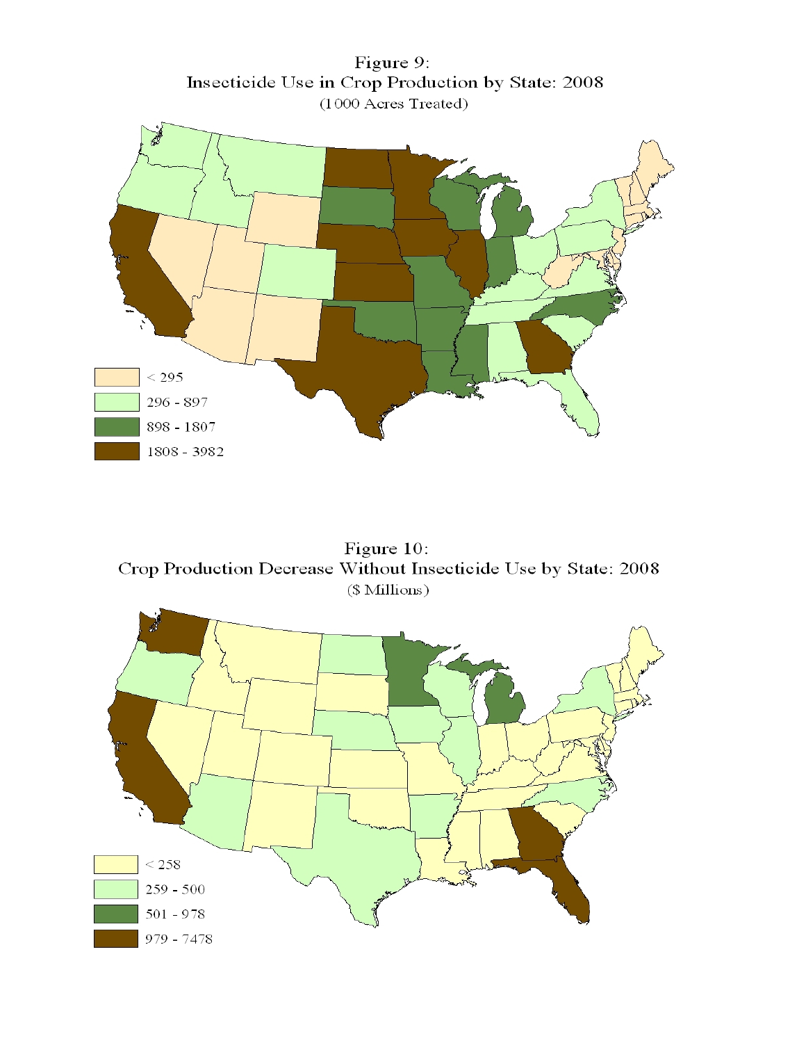**Figure 9:**
**Insecticide Use in Crop Production by State: 2008**
(1000 Acres Treated)

< 295
296 - 897
898 - 1807
1808 - 3982

**Figure 10:**
**Crop Production Decrease Without Insecticide Use by State: 2008**
($ Millions)

< 258
259 - 500
501 - 978
979 - 7478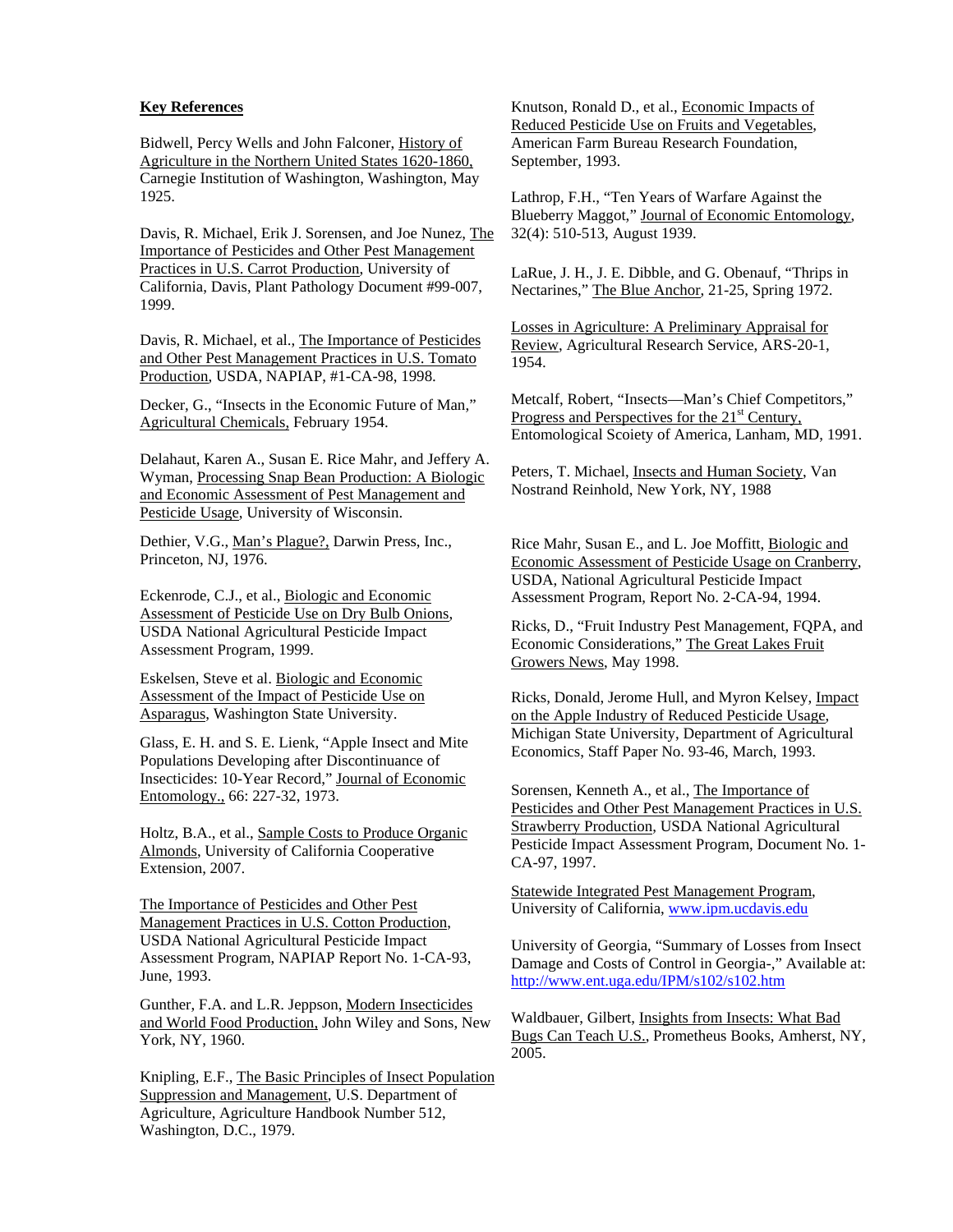**Key References**

Bidwell, Percy Wells and John Falconer, History of Agriculture in the Northern United States 1620-1860, Carnegie Institution of Washington, Washington, May 1925.

Davis, R. Michael, Erik J. Sorensen, and Joe Nunez, The Importance of Pesticides and Other Pest Management Practices in U.S. Carrot Production, University of California, Davis, Plant Pathology Document #99-007, 1999.

Davis, R. Michael, et al., The Importance of Pesticides and Other Pest Management Practices in U.S. Tomato Production, USDA, NAPIAP, #1-CA-98, 1998.

Decker, G., "Insects in the Economic Future of Man," Agricultural Chemicals, February 1954.

Delahaut, Karen A., Susan E. Rice Mahr, and Jeffery A. Wyman, Processing Snap Bean Production: A Biologic and Economic Assessment of Pest Management and Pesticide Usage, University of Wisconsin.

Dethier, V.G., Man's Plague?, Darwin Press, Inc., Princeton, NJ, 1976.

Eckenrode, C.J., et al., Biologic and Economic Assessment of Pesticide Use on Dry Bulb Onions, USDA National Agricultural Pesticide Impact Assessment Program, 1999.

Eskelsen, Steve et al. Biologic and Economic Assessment of the Impact of Pesticide Use on Asparagus, Washington State University.

Glass, E. H. and S. E. Lienk, "Apple Insect and Mite Populations Developing after Discontinuance of Insecticides: 10-Year Record," Journal of Economic Entomology., 66: 227-32, 1973.

Holtz, B.A., et al., Sample Costs to Produce Organic Almonds, University of California Cooperative Extension, 2007.

The Importance of Pesticides and Other Pest Management Practices in U.S. Cotton Production, USDA National Agricultural Pesticide Impact Assessment Program, NAPIAP Report No. 1-CA-93, June, 1993.

Gunther, F.A. and L.R. Jeppson, Modern Insecticides and World Food Production, John Wiley and Sons, New York, NY, 1960.

Knipling, E.F., The Basic Principles of Insect Population Suppression and Management, U.S. Department of Agriculture, Agriculture Handbook Number 512, Washington, D.C., 1979.

Knutson, Ronald D., et al., Economic Impacts of Reduced Pesticide Use on Fruits and Vegetables, American Farm Bureau Research Foundation, September, 1993.

Lathrop, F.H., "Ten Years of Warfare Against the Blueberry Maggot," Journal of Economic Entomology, 32(4): 510-513, August 1939.

LaRue, J. H., J. E. Dibble, and G. Obenauf, "Thrips in Nectarines," The Blue Anchor, 21-25, Spring 1972.

Losses in Agriculture: A Preliminary Appraisal for Review, Agricultural Research Service, ARS-20-1, 1954.

Metcalf, Robert, "Insects—Man's Chief Competitors," Progress and Perspectives for the 21st Century, Entomological Scoiety of America, Lanham, MD, 1991.

Peters, T. Michael, Insects and Human Society, Van Nostrand Reinhold, New York, NY, 1988

Rice Mahr, Susan E., and L. Joe Moffitt, Biologic and Economic Assessment of Pesticide Usage on Cranberry, USDA, National Agricultural Pesticide Impact Assessment Program, Report No. 2-CA-94, 1994.

Ricks, D., "Fruit Industry Pest Management, FQPA, and Economic Considerations," The Great Lakes Fruit Growers News, May 1998.

Ricks, Donald, Jerome Hull, and Myron Kelsey, Impact on the Apple Industry of Reduced Pesticide Usage, Michigan State University, Department of Agricultural Economics, Staff Paper No. 93-46, March, 1993.

Sorensen, Kenneth A., et al., The Importance of Pesticides and Other Pest Management Practices in U.S. Strawberry Production, USDA National Agricultural Pesticide Impact Assessment Program, Document No. 1-CA-97, 1997.

Statewide Integrated Pest Management Program, University of California, www.ipm.ucdavis.edu

University of Georgia, "Summary of Losses from Insect Damage and Costs of Control in Georgia-," Available at: http://www.ent.uga.edu/IPM/s102/s102.htm

Waldbauer, Gilbert, Insights from Insects: What Bad Bugs Can Teach U.S., Prometheus Books, Amherst, NY, 2005.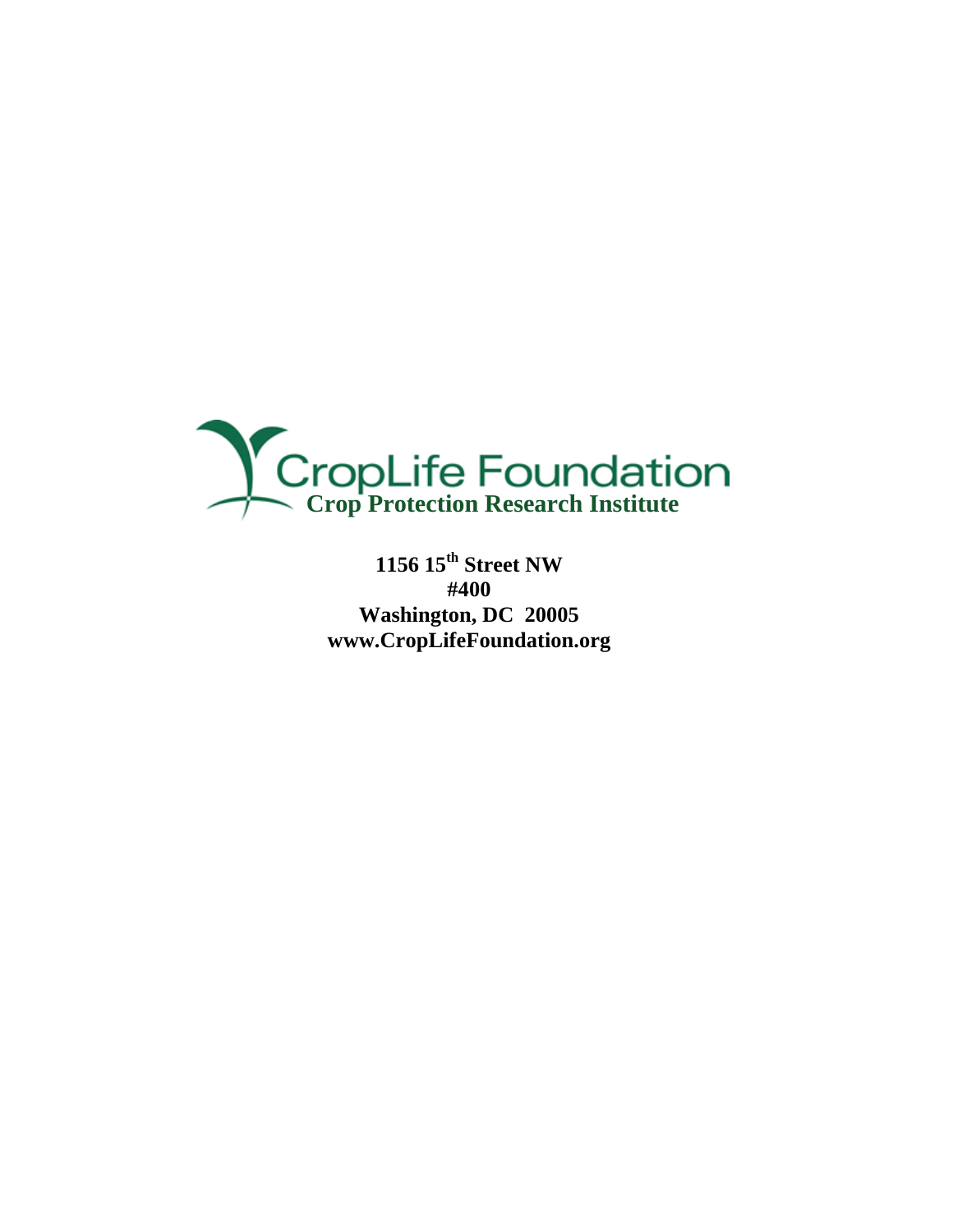CropLife Foundation

**Crop Protection Research Institute**

**1156 15th Street NW**
**#400**
**Washington, DC 20005**
**www.CropLifeFoundation.org**